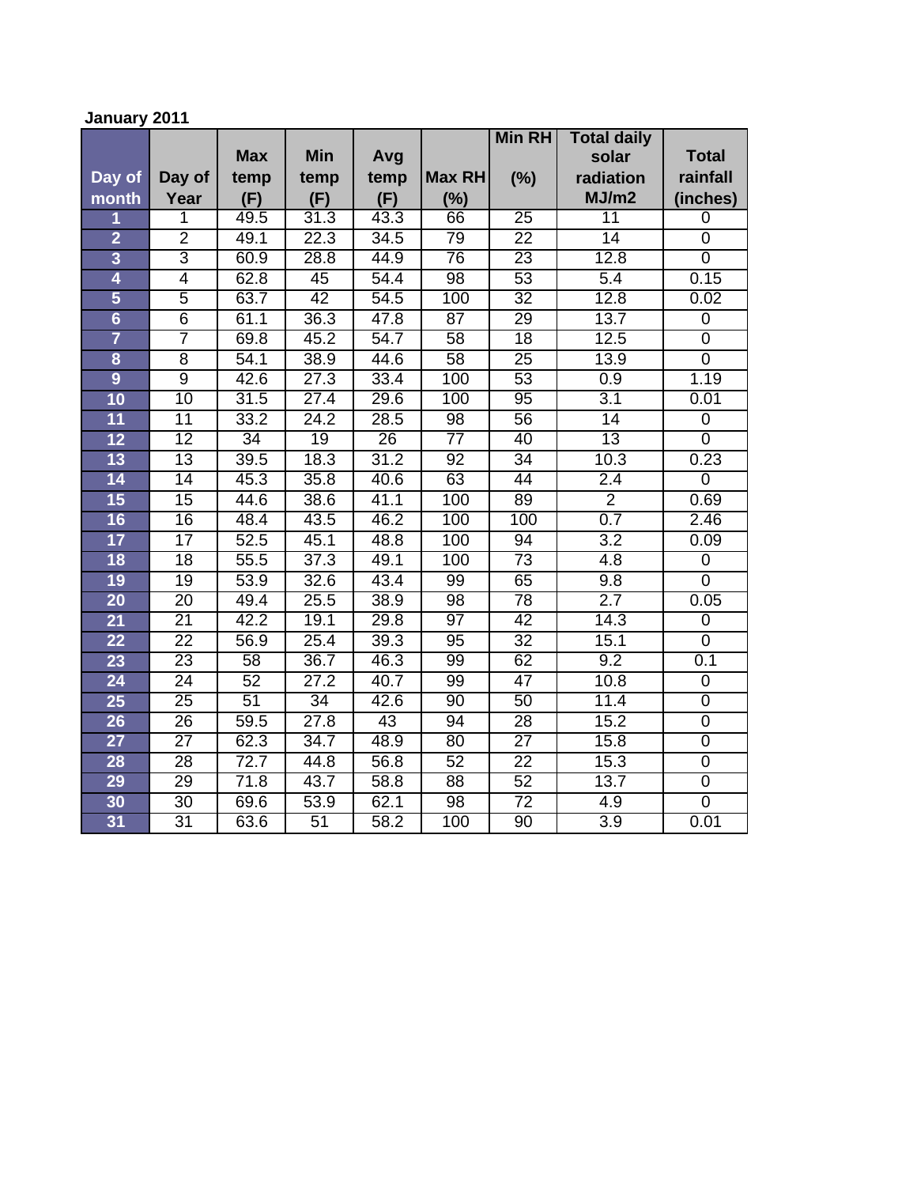**January 2011**

| Day of month | Day of Year | Max temp (F) | Min temp (F) | Avg temp (F) | Max RH (%) | Min RH (%) | Total daily solar radiation MJ/m2 | Total rainfall (inches) |
|---|---|---|---|---|---|---|---|---|
| 1 | 1 | 49.5 | 31.3 | 43.3 | 66 | 25 | 11 | 0 |
| 2 | 2 | 49.1 | 22.3 | 34.5 | 79 | 22 | 14 | 0 |
| 3 | 3 | 60.9 | 28.8 | 44.9 | 76 | 23 | 12.8 | 0 |
| 4 | 4 | 62.8 | 45 | 54.4 | 98 | 53 | 5.4 | 0.15 |
| 5 | 5 | 63.7 | 42 | 54.5 | 100 | 32 | 12.8 | 0.02 |
| 6 | 6 | 61.1 | 36.3 | 47.8 | 87 | 29 | 13.7 | 0 |
| 7 | 7 | 69.8 | 45.2 | 54.7 | 58 | 18 | 12.5 | 0 |
| 8 | 8 | 54.1 | 38.9 | 44.6 | 58 | 25 | 13.9 | 0 |
| 9 | 9 | 42.6 | 27.3 | 33.4 | 100 | 53 | 0.9 | 1.19 |
| 10 | 10 | 31.5 | 27.4 | 29.6 | 100 | 95 | 3.1 | 0.01 |
| 11 | 11 | 33.2 | 24.2 | 28.5 | 98 | 56 | 14 | 0 |
| 12 | 12 | 34 | 19 | 26 | 77 | 40 | 13 | 0 |
| 13 | 13 | 39.5 | 18.3 | 31.2 | 92 | 34 | 10.3 | 0.23 |
| 14 | 14 | 45.3 | 35.8 | 40.6 | 63 | 44 | 2.4 | 0 |
| 15 | 15 | 44.6 | 38.6 | 41.1 | 100 | 89 | 2 | 0.69 |
| 16 | 16 | 48.4 | 43.5 | 46.2 | 100 | 100 | 0.7 | 2.46 |
| 17 | 17 | 52.5 | 45.1 | 48.8 | 100 | 94 | 3.2 | 0.09 |
| 18 | 18 | 55.5 | 37.3 | 49.1 | 100 | 73 | 4.8 | 0 |
| 19 | 19 | 53.9 | 32.6 | 43.4 | 99 | 65 | 9.8 | 0 |
| 20 | 20 | 49.4 | 25.5 | 38.9 | 98 | 78 | 2.7 | 0.05 |
| 21 | 21 | 42.2 | 19.1 | 29.8 | 97 | 42 | 14.3 | 0 |
| 22 | 22 | 56.9 | 25.4 | 39.3 | 95 | 32 | 15.1 | 0 |
| 23 | 23 | 58 | 36.7 | 46.3 | 99 | 62 | 9.2 | 0.1 |
| 24 | 24 | 52 | 27.2 | 40.7 | 99 | 47 | 10.8 | 0 |
| 25 | 25 | 51 | 34 | 42.6 | 90 | 50 | 11.4 | 0 |
| 26 | 26 | 59.5 | 27.8 | 43 | 94 | 28 | 15.2 | 0 |
| 27 | 27 | 62.3 | 34.7 | 48.9 | 80 | 27 | 15.8 | 0 |
| 28 | 28 | 72.7 | 44.8 | 56.8 | 52 | 22 | 15.3 | 0 |
| 29 | 29 | 71.8 | 43.7 | 58.8 | 88 | 52 | 13.7 | 0 |
| 30 | 30 | 69.6 | 53.9 | 62.1 | 98 | 72 | 4.9 | 0 |
| 31 | 31 | 63.6 | 51 | 58.2 | 100 | 90 | 3.9 | 0.01 |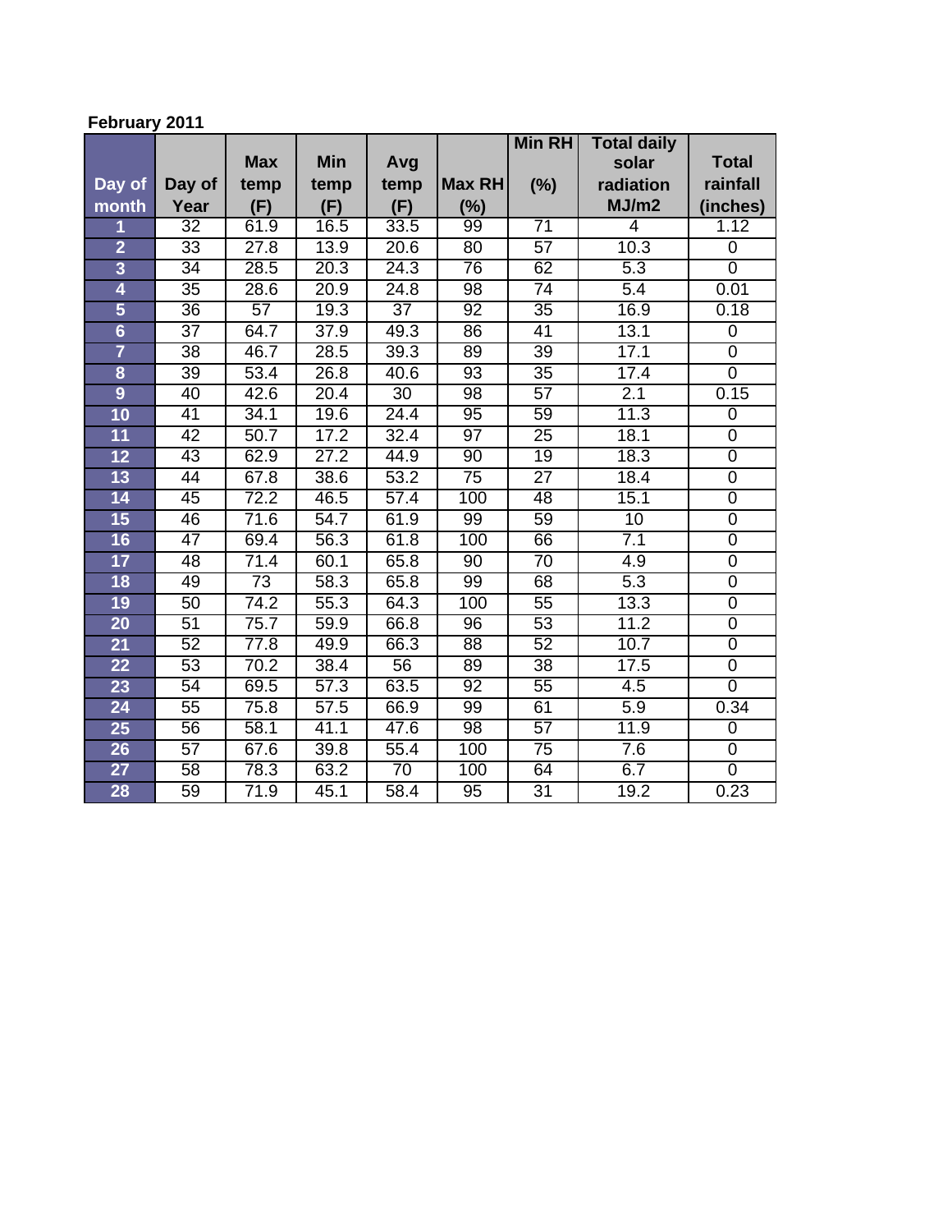**February 2011**

| Day of month | Day of Year | Max temp (F) | Min temp (F) | Avg temp (F) | Max RH (%) | Min RH (%) | Total daily solar radiation MJ/m2 | Total rainfall (inches) |
|---|---|---|---|---|---|---|---|---|
| 1 | 32 | 61.9 | 16.5 | 33.5 | 99 | 71 | 4 | 1.12 |
| 2 | 33 | 27.8 | 13.9 | 20.6 | 80 | 57 | 10.3 | 0 |
| 3 | 34 | 28.5 | 20.3 | 24.3 | 76 | 62 | 5.3 | 0 |
| 4 | 35 | 28.6 | 20.9 | 24.8 | 98 | 74 | 5.4 | 0.01 |
| 5 | 36 | 57 | 19.3 | 37 | 92 | 35 | 16.9 | 0.18 |
| 6 | 37 | 64.7 | 37.9 | 49.3 | 86 | 41 | 13.1 | 0 |
| 7 | 38 | 46.7 | 28.5 | 39.3 | 89 | 39 | 17.1 | 0 |
| 8 | 39 | 53.4 | 26.8 | 40.6 | 93 | 35 | 17.4 | 0 |
| 9 | 40 | 42.6 | 20.4 | 30 | 98 | 57 | 2.1 | 0.15 |
| 10 | 41 | 34.1 | 19.6 | 24.4 | 95 | 59 | 11.3 | 0 |
| 11 | 42 | 50.7 | 17.2 | 32.4 | 97 | 25 | 18.1 | 0 |
| 12 | 43 | 62.9 | 27.2 | 44.9 | 90 | 19 | 18.3 | 0 |
| 13 | 44 | 67.8 | 38.6 | 53.2 | 75 | 27 | 18.4 | 0 |
| 14 | 45 | 72.2 | 46.5 | 57.4 | 100 | 48 | 15.1 | 0 |
| 15 | 46 | 71.6 | 54.7 | 61.9 | 99 | 59 | 10 | 0 |
| 16 | 47 | 69.4 | 56.3 | 61.8 | 100 | 66 | 7.1 | 0 |
| 17 | 48 | 71.4 | 60.1 | 65.8 | 90 | 70 | 4.9 | 0 |
| 18 | 49 | 73 | 58.3 | 65.8 | 99 | 68 | 5.3 | 0 |
| 19 | 50 | 74.2 | 55.3 | 64.3 | 100 | 55 | 13.3 | 0 |
| 20 | 51 | 75.7 | 59.9 | 66.8 | 96 | 53 | 11.2 | 0 |
| 21 | 52 | 77.8 | 49.9 | 66.3 | 88 | 52 | 10.7 | 0 |
| 22 | 53 | 70.2 | 38.4 | 56 | 89 | 38 | 17.5 | 0 |
| 23 | 54 | 69.5 | 57.3 | 63.5 | 92 | 55 | 4.5 | 0 |
| 24 | 55 | 75.8 | 57.5 | 66.9 | 99 | 61 | 5.9 | 0.34 |
| 25 | 56 | 58.1 | 41.1 | 47.6 | 98 | 57 | 11.9 | 0 |
| 26 | 57 | 67.6 | 39.8 | 55.4 | 100 | 75 | 7.6 | 0 |
| 27 | 58 | 78.3 | 63.2 | 70 | 100 | 64 | 6.7 | 0 |
| 28 | 59 | 71.9 | 45.1 | 58.4 | 95 | 31 | 19.2 | 0.23 |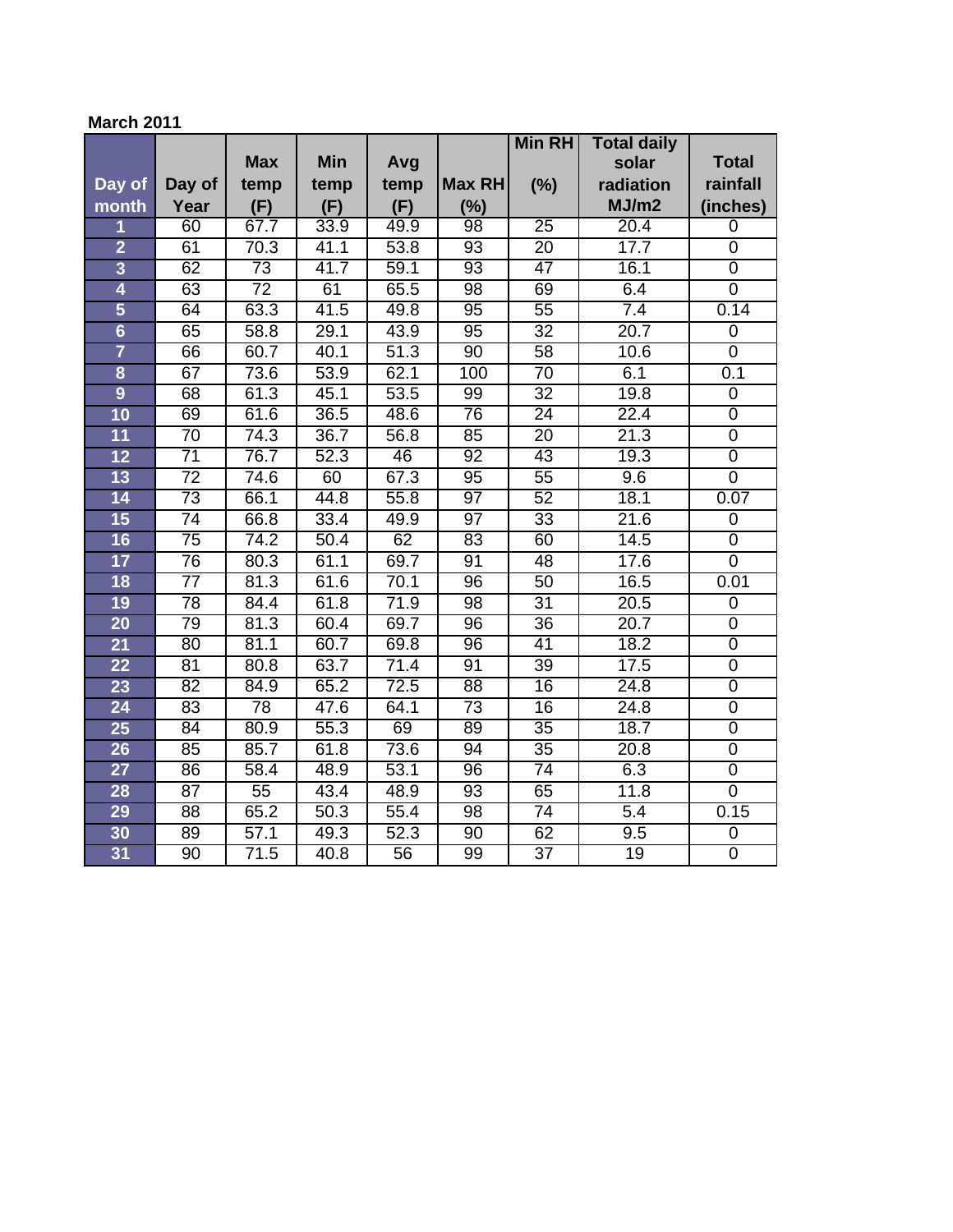**March 2011**

| Day of month | Day of Year | Max temp (F) | Min temp (F) | Avg temp (F) | Max RH (%) | Min RH (%) | Total daily solar radiation MJ/m2 | Total rainfall (inches) |
|---|---|---|---|---|---|---|---|---|
| 1 | 60 | 67.7 | 33.9 | 49.9 | 98 | 25 | 20.4 | 0 |
| 2 | 61 | 70.3 | 41.1 | 53.8 | 93 | 20 | 17.7 | 0 |
| 3 | 62 | 73 | 41.7 | 59.1 | 93 | 47 | 16.1 | 0 |
| 4 | 63 | 72 | 61 | 65.5 | 98 | 69 | 6.4 | 0 |
| 5 | 64 | 63.3 | 41.5 | 49.8 | 95 | 55 | 7.4 | 0.14 |
| 6 | 65 | 58.8 | 29.1 | 43.9 | 95 | 32 | 20.7 | 0 |
| 7 | 66 | 60.7 | 40.1 | 51.3 | 90 | 58 | 10.6 | 0 |
| 8 | 67 | 73.6 | 53.9 | 62.1 | 100 | 70 | 6.1 | 0.1 |
| 9 | 68 | 61.3 | 45.1 | 53.5 | 99 | 32 | 19.8 | 0 |
| 10 | 69 | 61.6 | 36.5 | 48.6 | 76 | 24 | 22.4 | 0 |
| 11 | 70 | 74.3 | 36.7 | 56.8 | 85 | 20 | 21.3 | 0 |
| 12 | 71 | 76.7 | 52.3 | 46 | 92 | 43 | 19.3 | 0 |
| 13 | 72 | 74.6 | 60 | 67.3 | 95 | 55 | 9.6 | 0 |
| 14 | 73 | 66.1 | 44.8 | 55.8 | 97 | 52 | 18.1 | 0.07 |
| 15 | 74 | 66.8 | 33.4 | 49.9 | 97 | 33 | 21.6 | 0 |
| 16 | 75 | 74.2 | 50.4 | 62 | 83 | 60 | 14.5 | 0 |
| 17 | 76 | 80.3 | 61.1 | 69.7 | 91 | 48 | 17.6 | 0 |
| 18 | 77 | 81.3 | 61.6 | 70.1 | 96 | 50 | 16.5 | 0.01 |
| 19 | 78 | 84.4 | 61.8 | 71.9 | 98 | 31 | 20.5 | 0 |
| 20 | 79 | 81.3 | 60.4 | 69.7 | 96 | 36 | 20.7 | 0 |
| 21 | 80 | 81.1 | 60.7 | 69.8 | 96 | 41 | 18.2 | 0 |
| 22 | 81 | 80.8 | 63.7 | 71.4 | 91 | 39 | 17.5 | 0 |
| 23 | 82 | 84.9 | 65.2 | 72.5 | 88 | 16 | 24.8 | 0 |
| 24 | 83 | 78 | 47.6 | 64.1 | 73 | 16 | 24.8 | 0 |
| 25 | 84 | 80.9 | 55.3 | 69 | 89 | 35 | 18.7 | 0 |
| 26 | 85 | 85.7 | 61.8 | 73.6 | 94 | 35 | 20.8 | 0 |
| 27 | 86 | 58.4 | 48.9 | 53.1 | 96 | 74 | 6.3 | 0 |
| 28 | 87 | 55 | 43.4 | 48.9 | 93 | 65 | 11.8 | 0 |
| 29 | 88 | 65.2 | 50.3 | 55.4 | 98 | 74 | 5.4 | 0.15 |
| 30 | 89 | 57.1 | 49.3 | 52.3 | 90 | 62 | 9.5 | 0 |
| 31 | 90 | 71.5 | 40.8 | 56 | 99 | 37 | 19 | 0 |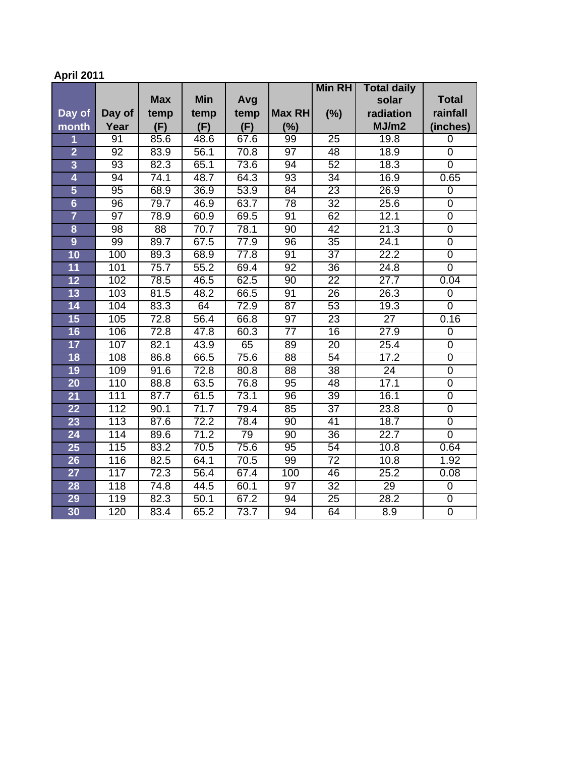**April 2011**

| Day of month | Day of Year | Max temp (F) | Min temp (F) | Avg temp (F) | Max RH (%) | Min RH (%) | Total daily solar radiation MJ/m2 | Total rainfall (inches) |
|---|---|---|---|---|---|---|---|---|
| 1 | 91 | 85.6 | 48.6 | 67.6 | 99 | 25 | 19.8 | 0 |
| 2 | 92 | 83.9 | 56.1 | 70.8 | 97 | 48 | 18.9 | 0 |
| 3 | 93 | 82.3 | 65.1 | 73.6 | 94 | 52 | 18.3 | 0 |
| 4 | 94 | 74.1 | 48.7 | 64.3 | 93 | 34 | 16.9 | 0.65 |
| 5 | 95 | 68.9 | 36.9 | 53.9 | 84 | 23 | 26.9 | 0 |
| 6 | 96 | 79.7 | 46.9 | 63.7 | 78 | 32 | 25.6 | 0 |
| 7 | 97 | 78.9 | 60.9 | 69.5 | 91 | 62 | 12.1 | 0 |
| 8 | 98 | 88 | 70.7 | 78.1 | 90 | 42 | 21.3 | 0 |
| 9 | 99 | 89.7 | 67.5 | 77.9 | 96 | 35 | 24.1 | 0 |
| 10 | 100 | 89.3 | 68.9 | 77.8 | 91 | 37 | 22.2 | 0 |
| 11 | 101 | 75.7 | 55.2 | 69.4 | 92 | 36 | 24.8 | 0 |
| 12 | 102 | 78.5 | 46.5 | 62.5 | 90 | 22 | 27.7 | 0.04 |
| 13 | 103 | 81.5 | 48.2 | 66.5 | 91 | 26 | 26.3 | 0 |
| 14 | 104 | 83.3 | 64 | 72.9 | 87 | 53 | 19.3 | 0 |
| 15 | 105 | 72.8 | 56.4 | 66.8 | 97 | 23 | 27 | 0.16 |
| 16 | 106 | 72.8 | 47.8 | 60.3 | 77 | 16 | 27.9 | 0 |
| 17 | 107 | 82.1 | 43.9 | 65 | 89 | 20 | 25.4 | 0 |
| 18 | 108 | 86.8 | 66.5 | 75.6 | 88 | 54 | 17.2 | 0 |
| 19 | 109 | 91.6 | 72.8 | 80.8 | 88 | 38 | 24 | 0 |
| 20 | 110 | 88.8 | 63.5 | 76.8 | 95 | 48 | 17.1 | 0 |
| 21 | 111 | 87.7 | 61.5 | 73.1 | 96 | 39 | 16.1 | 0 |
| 22 | 112 | 90.1 | 71.7 | 79.4 | 85 | 37 | 23.8 | 0 |
| 23 | 113 | 87.6 | 72.2 | 78.4 | 90 | 41 | 18.7 | 0 |
| 24 | 114 | 89.6 | 71.2 | 79 | 90 | 36 | 22.7 | 0 |
| 25 | 115 | 83.2 | 70.5 | 75.6 | 95 | 54 | 10.8 | 0.64 |
| 26 | 116 | 82.5 | 64.1 | 70.5 | 99 | 72 | 10.8 | 1.92 |
| 27 | 117 | 72.3 | 56.4 | 67.4 | 100 | 46 | 25.2 | 0.08 |
| 28 | 118 | 74.8 | 44.5 | 60.1 | 97 | 32 | 29 | 0 |
| 29 | 119 | 82.3 | 50.1 | 67.2 | 94 | 25 | 28.2 | 0 |
| 30 | 120 | 83.4 | 65.2 | 73.7 | 94 | 64 | 8.9 | 0 |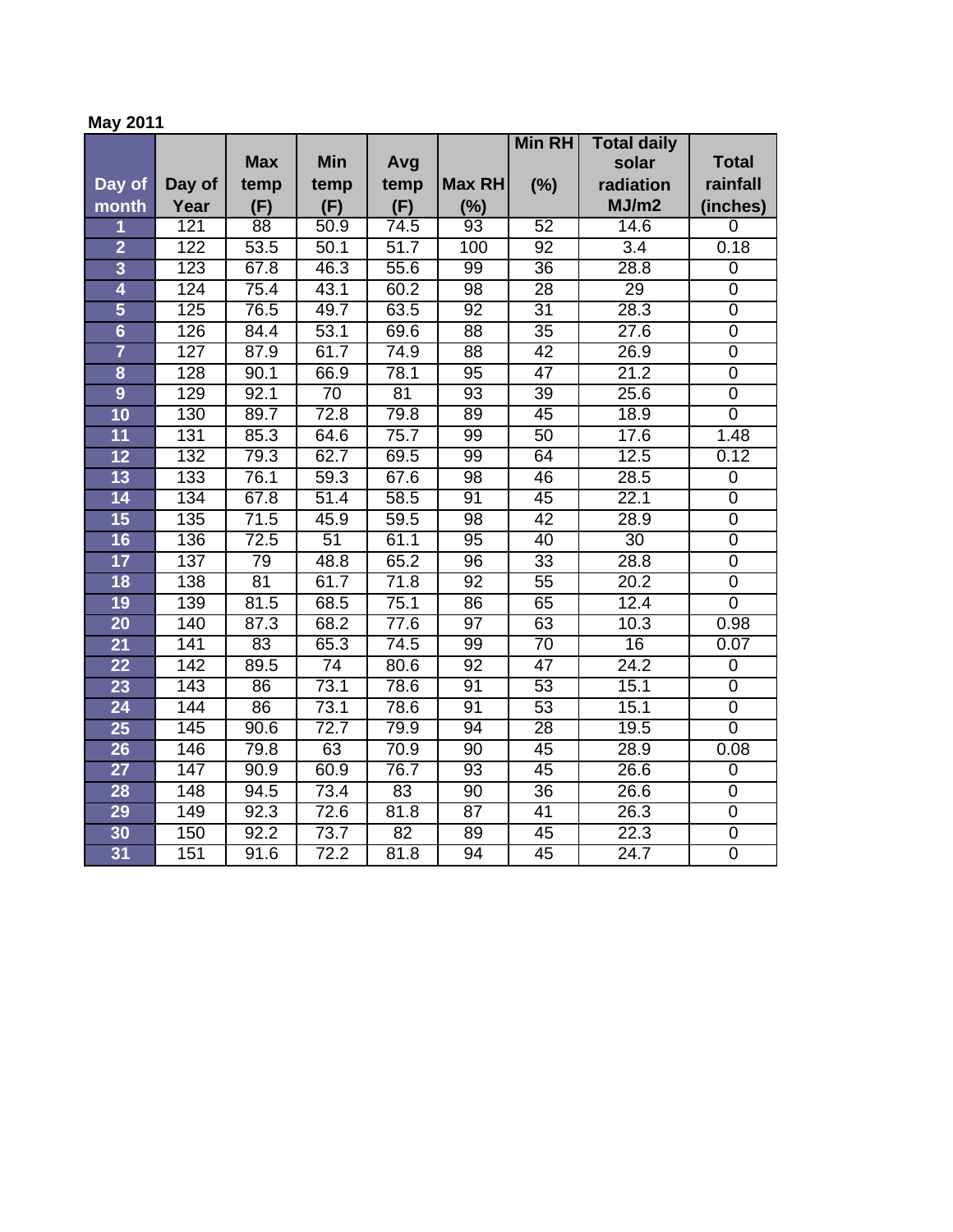**May 2011**

| Day of month | Day of Year | Max temp (F) | Min temp (F) | Avg temp (F) | Max RH (%) | Min RH (%) | Total daily solar radiation MJ/m2 | Total rainfall (inches) |
|---|---|---|---|---|---|---|---|---|
| 1 | 121 | 88 | 50.9 | 74.5 | 93 | 52 | 14.6 | 0 |
| 2 | 122 | 53.5 | 50.1 | 51.7 | 100 | 92 | 3.4 | 0.18 |
| 3 | 123 | 67.8 | 46.3 | 55.6 | 99 | 36 | 28.8 | 0 |
| 4 | 124 | 75.4 | 43.1 | 60.2 | 98 | 28 | 29 | 0 |
| 5 | 125 | 76.5 | 49.7 | 63.5 | 92 | 31 | 28.3 | 0 |
| 6 | 126 | 84.4 | 53.1 | 69.6 | 88 | 35 | 27.6 | 0 |
| 7 | 127 | 87.9 | 61.7 | 74.9 | 88 | 42 | 26.9 | 0 |
| 8 | 128 | 90.1 | 66.9 | 78.1 | 95 | 47 | 21.2 | 0 |
| 9 | 129 | 92.1 | 70 | 81 | 93 | 39 | 25.6 | 0 |
| 10 | 130 | 89.7 | 72.8 | 79.8 | 89 | 45 | 18.9 | 0 |
| 11 | 131 | 85.3 | 64.6 | 75.7 | 99 | 50 | 17.6 | 1.48 |
| 12 | 132 | 79.3 | 62.7 | 69.5 | 99 | 64 | 12.5 | 0.12 |
| 13 | 133 | 76.1 | 59.3 | 67.6 | 98 | 46 | 28.5 | 0 |
| 14 | 134 | 67.8 | 51.4 | 58.5 | 91 | 45 | 22.1 | 0 |
| 15 | 135 | 71.5 | 45.9 | 59.5 | 98 | 42 | 28.9 | 0 |
| 16 | 136 | 72.5 | 51 | 61.1 | 95 | 40 | 30 | 0 |
| 17 | 137 | 79 | 48.8 | 65.2 | 96 | 33 | 28.8 | 0 |
| 18 | 138 | 81 | 61.7 | 71.8 | 92 | 55 | 20.2 | 0 |
| 19 | 139 | 81.5 | 68.5 | 75.1 | 86 | 65 | 12.4 | 0 |
| 20 | 140 | 87.3 | 68.2 | 77.6 | 97 | 63 | 10.3 | 0.98 |
| 21 | 141 | 83 | 65.3 | 74.5 | 99 | 70 | 16 | 0.07 |
| 22 | 142 | 89.5 | 74 | 80.6 | 92 | 47 | 24.2 | 0 |
| 23 | 143 | 86 | 73.1 | 78.6 | 91 | 53 | 15.1 | 0 |
| 24 | 144 | 86 | 73.1 | 78.6 | 91 | 53 | 15.1 | 0 |
| 25 | 145 | 90.6 | 72.7 | 79.9 | 94 | 28 | 19.5 | 0 |
| 26 | 146 | 79.8 | 63 | 70.9 | 90 | 45 | 28.9 | 0.08 |
| 27 | 147 | 90.9 | 60.9 | 76.7 | 93 | 45 | 26.6 | 0 |
| 28 | 148 | 94.5 | 73.4 | 83 | 90 | 36 | 26.6 | 0 |
| 29 | 149 | 92.3 | 72.6 | 81.8 | 87 | 41 | 26.3 | 0 |
| 30 | 150 | 92.2 | 73.7 | 82 | 89 | 45 | 22.3 | 0 |
| 31 | 151 | 91.6 | 72.2 | 81.8 | 94 | 45 | 24.7 | 0 |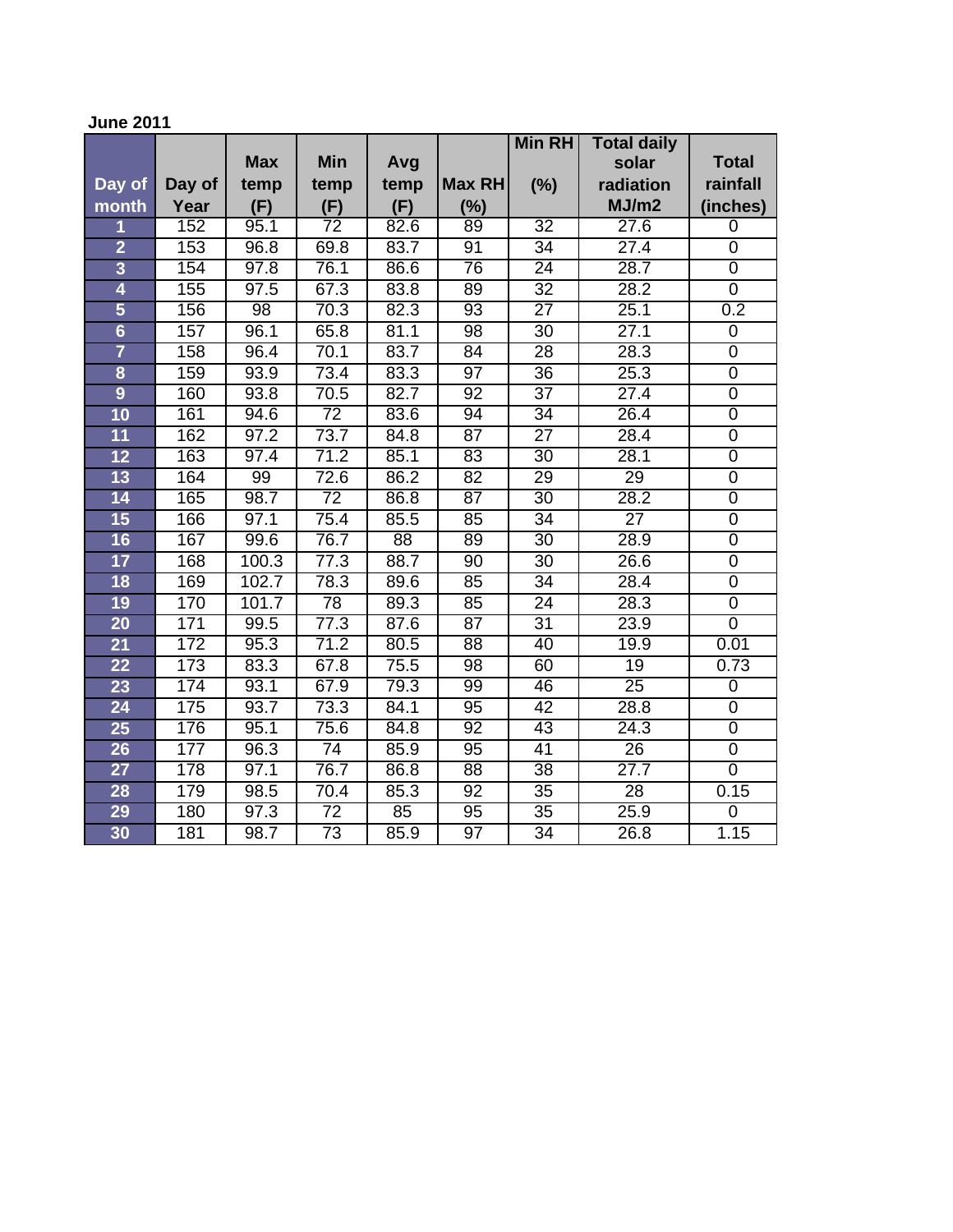**June 2011**

| Day of month | Day of Year | Max temp (F) | Min temp (F) | Avg temp (F) | Max RH (%) | Min RH (%) | Total daily solar radiation MJ/m2 | Total rainfall (inches) |
|---|---|---|---|---|---|---|---|---|
| 1 | 152 | 95.1 | 72 | 82.6 | 89 | 32 | 27.6 | 0 |
| 2 | 153 | 96.8 | 69.8 | 83.7 | 91 | 34 | 27.4 | 0 |
| 3 | 154 | 97.8 | 76.1 | 86.6 | 76 | 24 | 28.7 | 0 |
| 4 | 155 | 97.5 | 67.3 | 83.8 | 89 | 32 | 28.2 | 0 |
| 5 | 156 | 98 | 70.3 | 82.3 | 93 | 27 | 25.1 | 0.2 |
| 6 | 157 | 96.1 | 65.8 | 81.1 | 98 | 30 | 27.1 | 0 |
| 7 | 158 | 96.4 | 70.1 | 83.7 | 84 | 28 | 28.3 | 0 |
| 8 | 159 | 93.9 | 73.4 | 83.3 | 97 | 36 | 25.3 | 0 |
| 9 | 160 | 93.8 | 70.5 | 82.7 | 92 | 37 | 27.4 | 0 |
| 10 | 161 | 94.6 | 72 | 83.6 | 94 | 34 | 26.4 | 0 |
| 11 | 162 | 97.2 | 73.7 | 84.8 | 87 | 27 | 28.4 | 0 |
| 12 | 163 | 97.4 | 71.2 | 85.1 | 83 | 30 | 28.1 | 0 |
| 13 | 164 | 99 | 72.6 | 86.2 | 82 | 29 | 29 | 0 |
| 14 | 165 | 98.7 | 72 | 86.8 | 87 | 30 | 28.2 | 0 |
| 15 | 166 | 97.1 | 75.4 | 85.5 | 85 | 34 | 27 | 0 |
| 16 | 167 | 99.6 | 76.7 | 88 | 89 | 30 | 28.9 | 0 |
| 17 | 168 | 100.3 | 77.3 | 88.7 | 90 | 30 | 26.6 | 0 |
| 18 | 169 | 102.7 | 78.3 | 89.6 | 85 | 34 | 28.4 | 0 |
| 19 | 170 | 101.7 | 78 | 89.3 | 85 | 24 | 28.3 | 0 |
| 20 | 171 | 99.5 | 77.3 | 87.6 | 87 | 31 | 23.9 | 0 |
| 21 | 172 | 95.3 | 71.2 | 80.5 | 88 | 40 | 19.9 | 0.01 |
| 22 | 173 | 83.3 | 67.8 | 75.5 | 98 | 60 | 19 | 0.73 |
| 23 | 174 | 93.1 | 67.9 | 79.3 | 99 | 46 | 25 | 0 |
| 24 | 175 | 93.7 | 73.3 | 84.1 | 95 | 42 | 28.8 | 0 |
| 25 | 176 | 95.1 | 75.6 | 84.8 | 92 | 43 | 24.3 | 0 |
| 26 | 177 | 96.3 | 74 | 85.9 | 95 | 41 | 26 | 0 |
| 27 | 178 | 97.1 | 76.7 | 86.8 | 88 | 38 | 27.7 | 0 |
| 28 | 179 | 98.5 | 70.4 | 85.3 | 92 | 35 | 28 | 0.15 |
| 29 | 180 | 97.3 | 72 | 85 | 95 | 35 | 25.9 | 0 |
| 30 | 181 | 98.7 | 73 | 85.9 | 97 | 34 | 26.8 | 1.15 |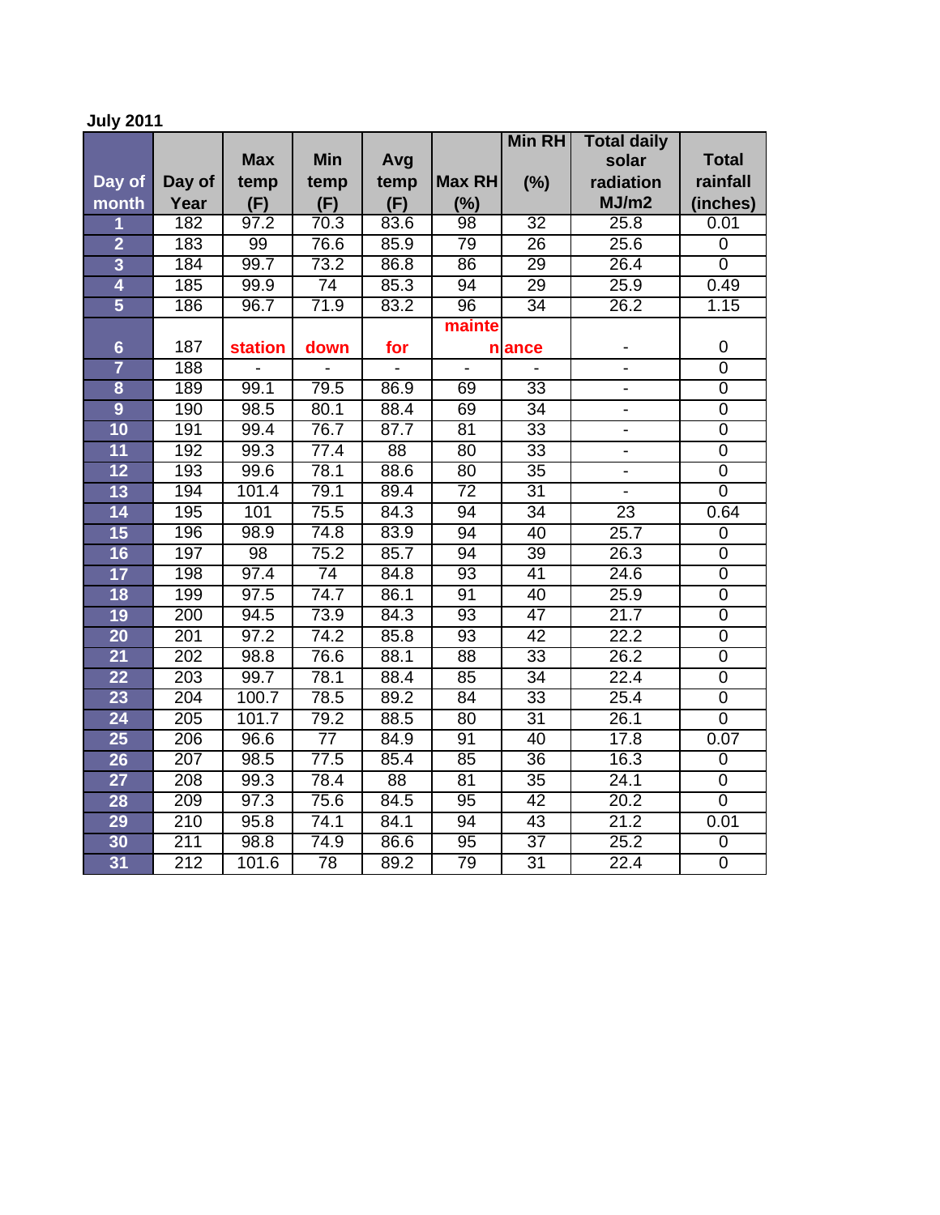**July 2011**

| Day of month | Day of Year | Max temp (F) | Min temp (F) | Avg temp (F) | Max RH (%) | Min RH (%) | Total daily solar radiation MJ/m2 | Total rainfall (inches) |
|---|---|---|---|---|---|---|---|---|
| 1 | 182 | 97.2 | 70.3 | 83.6 | 98 | 32 | 25.8 | 0.01 |
| 2 | 183 | 99 | 76.6 | 85.9 | 79 | 26 | 25.6 | 0 |
| 3 | 184 | 99.7 | 73.2 | 86.8 | 86 | 29 | 26.4 | 0 |
| 4 | 185 | 99.9 | 74 | 85.3 | 94 | 29 | 25.9 | 0.49 |
| 5 | 186 | 96.7 | 71.9 | 83.2 | 96 | 34 | 26.2 | 1.15 |
| 6 | 187 | station | down | for | maintenance | | - | 0 |
| 7 | 188 | - | - | - | - | - | - | 0 |
| 8 | 189 | 99.1 | 79.5 | 86.9 | 69 | 33 | - | 0 |
| 9 | 190 | 98.5 | 80.1 | 88.4 | 69 | 34 | - | 0 |
| 10 | 191 | 99.4 | 76.7 | 87.7 | 81 | 33 | - | 0 |
| 11 | 192 | 99.3 | 77.4 | 88 | 80 | 33 | - | 0 |
| 12 | 193 | 99.6 | 78.1 | 88.6 | 80 | 35 | - | 0 |
| 13 | 194 | 101.4 | 79.1 | 89.4 | 72 | 31 | - | 0 |
| 14 | 195 | 101 | 75.5 | 84.3 | 94 | 34 | 23 | 0.64 |
| 15 | 196 | 98.9 | 74.8 | 83.9 | 94 | 40 | 25.7 | 0 |
| 16 | 197 | 98 | 75.2 | 85.7 | 94 | 39 | 26.3 | 0 |
| 17 | 198 | 97.4 | 74 | 84.8 | 93 | 41 | 24.6 | 0 |
| 18 | 199 | 97.5 | 74.7 | 86.1 | 91 | 40 | 25.9 | 0 |
| 19 | 200 | 94.5 | 73.9 | 84.3 | 93 | 47 | 21.7 | 0 |
| 20 | 201 | 97.2 | 74.2 | 85.8 | 93 | 42 | 22.2 | 0 |
| 21 | 202 | 98.8 | 76.6 | 88.1 | 88 | 33 | 26.2 | 0 |
| 22 | 203 | 99.7 | 78.1 | 88.4 | 85 | 34 | 22.4 | 0 |
| 23 | 204 | 100.7 | 78.5 | 89.2 | 84 | 33 | 25.4 | 0 |
| 24 | 205 | 101.7 | 79.2 | 88.5 | 80 | 31 | 26.1 | 0 |
| 25 | 206 | 96.6 | 77 | 84.9 | 91 | 40 | 17.8 | 0.07 |
| 26 | 207 | 98.5 | 77.5 | 85.4 | 85 | 36 | 16.3 | 0 |
| 27 | 208 | 99.3 | 78.4 | 88 | 81 | 35 | 24.1 | 0 |
| 28 | 209 | 97.3 | 75.6 | 84.5 | 95 | 42 | 20.2 | 0 |
| 29 | 210 | 95.8 | 74.1 | 84.1 | 94 | 43 | 21.2 | 0.01 |
| 30 | 211 | 98.8 | 74.9 | 86.6 | 95 | 37 | 25.2 | 0 |
| 31 | 212 | 101.6 | 78 | 89.2 | 79 | 31 | 22.4 | 0 |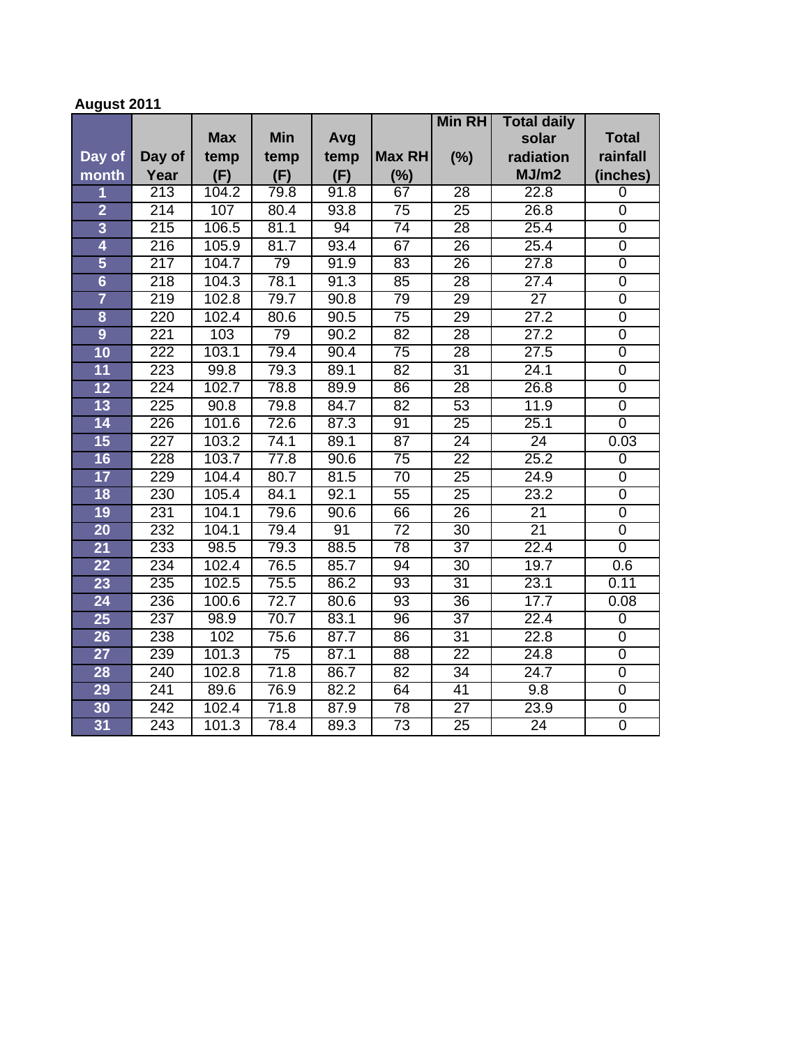**August 2011**

| Day of month | Day of Year | Max temp (F) | Min temp (F) | Avg temp (F) | Max RH (%) | Min RH (%) | Total daily solar radiation MJ/m2 | Total rainfall (inches) |
|---|---|---|---|---|---|---|---|---|
| 1 | 213 | 104.2 | 79.8 | 91.8 | 67 | 28 | 22.8 | 0 |
| 2 | 214 | 107 | 80.4 | 93.8 | 75 | 25 | 26.8 | 0 |
| 3 | 215 | 106.5 | 81.1 | 94 | 74 | 28 | 25.4 | 0 |
| 4 | 216 | 105.9 | 81.7 | 93.4 | 67 | 26 | 25.4 | 0 |
| 5 | 217 | 104.7 | 79 | 91.9 | 83 | 26 | 27.8 | 0 |
| 6 | 218 | 104.3 | 78.1 | 91.3 | 85 | 28 | 27.4 | 0 |
| 7 | 219 | 102.8 | 79.7 | 90.8 | 79 | 29 | 27 | 0 |
| 8 | 220 | 102.4 | 80.6 | 90.5 | 75 | 29 | 27.2 | 0 |
| 9 | 221 | 103 | 79 | 90.2 | 82 | 28 | 27.2 | 0 |
| 10 | 222 | 103.1 | 79.4 | 90.4 | 75 | 28 | 27.5 | 0 |
| 11 | 223 | 99.8 | 79.3 | 89.1 | 82 | 31 | 24.1 | 0 |
| 12 | 224 | 102.7 | 78.8 | 89.9 | 86 | 28 | 26.8 | 0 |
| 13 | 225 | 90.8 | 79.8 | 84.7 | 82 | 53 | 11.9 | 0 |
| 14 | 226 | 101.6 | 72.6 | 87.3 | 91 | 25 | 25.1 | 0 |
| 15 | 227 | 103.2 | 74.1 | 89.1 | 87 | 24 | 24 | 0.03 |
| 16 | 228 | 103.7 | 77.8 | 90.6 | 75 | 22 | 25.2 | 0 |
| 17 | 229 | 104.4 | 80.7 | 81.5 | 70 | 25 | 24.9 | 0 |
| 18 | 230 | 105.4 | 84.1 | 92.1 | 55 | 25 | 23.2 | 0 |
| 19 | 231 | 104.1 | 79.6 | 90.6 | 66 | 26 | 21 | 0 |
| 20 | 232 | 104.1 | 79.4 | 91 | 72 | 30 | 21 | 0 |
| 21 | 233 | 98.5 | 79.3 | 88.5 | 78 | 37 | 22.4 | 0 |
| 22 | 234 | 102.4 | 76.5 | 85.7 | 94 | 30 | 19.7 | 0.6 |
| 23 | 235 | 102.5 | 75.5 | 86.2 | 93 | 31 | 23.1 | 0.11 |
| 24 | 236 | 100.6 | 72.7 | 80.6 | 93 | 36 | 17.7 | 0.08 |
| 25 | 237 | 98.9 | 70.7 | 83.1 | 96 | 37 | 22.4 | 0 |
| 26 | 238 | 102 | 75.6 | 87.7 | 86 | 31 | 22.8 | 0 |
| 27 | 239 | 101.3 | 75 | 87.1 | 88 | 22 | 24.8 | 0 |
| 28 | 240 | 102.8 | 71.8 | 86.7 | 82 | 34 | 24.7 | 0 |
| 29 | 241 | 89.6 | 76.9 | 82.2 | 64 | 41 | 9.8 | 0 |
| 30 | 242 | 102.4 | 71.8 | 87.9 | 78 | 27 | 23.9 | 0 |
| 31 | 243 | 101.3 | 78.4 | 89.3 | 73 | 25 | 24 | 0 |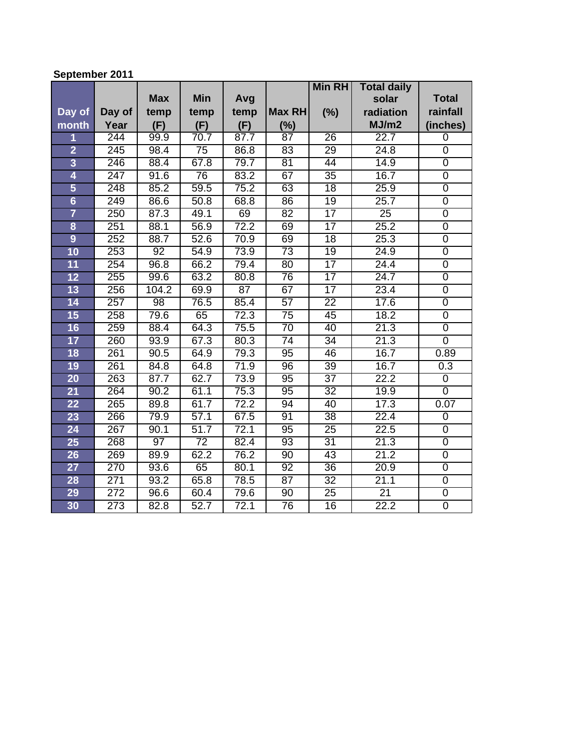**September 2011**

| Day of month | Day of Year | Max temp (F) | Min temp (F) | Avg temp (F) | Max RH (%) | Min RH (%) | Total daily solar radiation MJ/m2 | Total rainfall (inches) |
|---|---|---|---|---|---|---|---|---|
| 1 | 244 | 99.9 | 70.7 | 87.7 | 87 | 26 | 22.7 | 0 |
| 2 | 245 | 98.4 | 75 | 86.8 | 83 | 29 | 24.8 | 0 |
| 3 | 246 | 88.4 | 67.8 | 79.7 | 81 | 44 | 14.9 | 0 |
| 4 | 247 | 91.6 | 76 | 83.2 | 67 | 35 | 16.7 | 0 |
| 5 | 248 | 85.2 | 59.5 | 75.2 | 63 | 18 | 25.9 | 0 |
| 6 | 249 | 86.6 | 50.8 | 68.8 | 86 | 19 | 25.7 | 0 |
| 7 | 250 | 87.3 | 49.1 | 69 | 82 | 17 | 25 | 0 |
| 8 | 251 | 88.1 | 56.9 | 72.2 | 69 | 17 | 25.2 | 0 |
| 9 | 252 | 88.7 | 52.6 | 70.9 | 69 | 18 | 25.3 | 0 |
| 10 | 253 | 92 | 54.9 | 73.9 | 73 | 19 | 24.9 | 0 |
| 11 | 254 | 96.8 | 66.2 | 79.4 | 80 | 17 | 24.4 | 0 |
| 12 | 255 | 99.6 | 63.2 | 80.8 | 76 | 17 | 24.7 | 0 |
| 13 | 256 | 104.2 | 69.9 | 87 | 67 | 17 | 23.4 | 0 |
| 14 | 257 | 98 | 76.5 | 85.4 | 57 | 22 | 17.6 | 0 |
| 15 | 258 | 79.6 | 65 | 72.3 | 75 | 45 | 18.2 | 0 |
| 16 | 259 | 88.4 | 64.3 | 75.5 | 70 | 40 | 21.3 | 0 |
| 17 | 260 | 93.9 | 67.3 | 80.3 | 74 | 34 | 21.3 | 0 |
| 18 | 261 | 90.5 | 64.9 | 79.3 | 95 | 46 | 16.7 | 0.89 |
| 19 | 261 | 84.8 | 64.8 | 71.9 | 96 | 39 | 16.7 | 0.3 |
| 20 | 263 | 87.7 | 62.7 | 73.9 | 95 | 37 | 22.2 | 0 |
| 21 | 264 | 90.2 | 61.1 | 75.3 | 95 | 32 | 19.9 | 0 |
| 22 | 265 | 89.8 | 61.7 | 72.2 | 94 | 40 | 17.3 | 0.07 |
| 23 | 266 | 79.9 | 57.1 | 67.5 | 91 | 38 | 22.4 | 0 |
| 24 | 267 | 90.1 | 51.7 | 72.1 | 95 | 25 | 22.5 | 0 |
| 25 | 268 | 97 | 72 | 82.4 | 93 | 31 | 21.3 | 0 |
| 26 | 269 | 89.9 | 62.2 | 76.2 | 90 | 43 | 21.2 | 0 |
| 27 | 270 | 93.6 | 65 | 80.1 | 92 | 36 | 20.9 | 0 |
| 28 | 271 | 93.2 | 65.8 | 78.5 | 87 | 32 | 21.1 | 0 |
| 29 | 272 | 96.6 | 60.4 | 79.6 | 90 | 25 | 21 | 0 |
| 30 | 273 | 82.8 | 52.7 | 72.1 | 76 | 16 | 22.2 | 0 |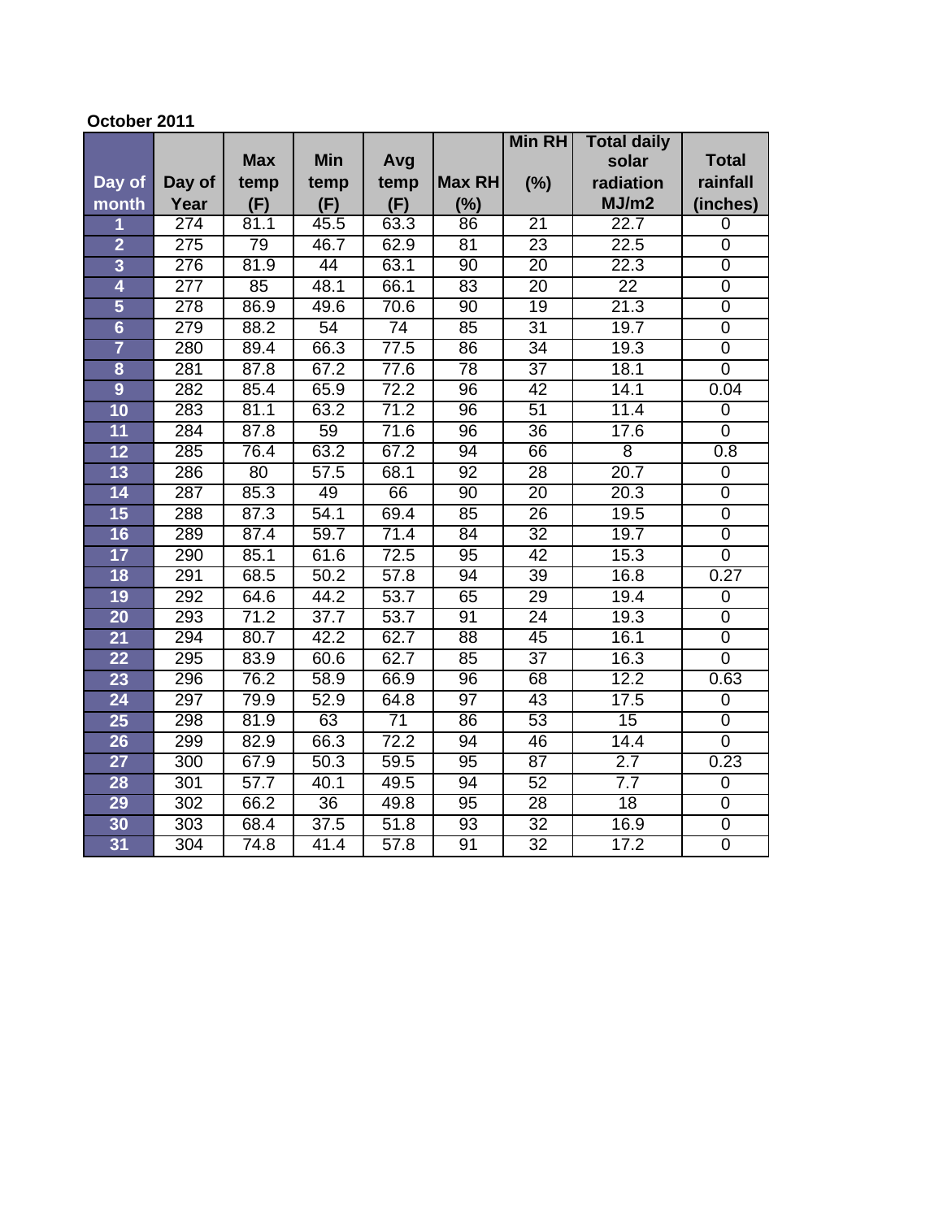**October 2011**

| Day of month | Day of Year | Max temp (F) | Min temp (F) | Avg temp (F) | Max RH (%) | Min RH (%) | Total daily solar radiation MJ/m2 | Total rainfall (inches) |
|---|---|---|---|---|---|---|---|---|
| 1 | 274 | 81.1 | 45.5 | 63.3 | 86 | 21 | 22.7 | 0 |
| 2 | 275 | 79 | 46.7 | 62.9 | 81 | 23 | 22.5 | 0 |
| 3 | 276 | 81.9 | 44 | 63.1 | 90 | 20 | 22.3 | 0 |
| 4 | 277 | 85 | 48.1 | 66.1 | 83 | 20 | 22 | 0 |
| 5 | 278 | 86.9 | 49.6 | 70.6 | 90 | 19 | 21.3 | 0 |
| 6 | 279 | 88.2 | 54 | 74 | 85 | 31 | 19.7 | 0 |
| 7 | 280 | 89.4 | 66.3 | 77.5 | 86 | 34 | 19.3 | 0 |
| 8 | 281 | 87.8 | 67.2 | 77.6 | 78 | 37 | 18.1 | 0 |
| 9 | 282 | 85.4 | 65.9 | 72.2 | 96 | 42 | 14.1 | 0.04 |
| 10 | 283 | 81.1 | 63.2 | 71.2 | 96 | 51 | 11.4 | 0 |
| 11 | 284 | 87.8 | 59 | 71.6 | 96 | 36 | 17.6 | 0 |
| 12 | 285 | 76.4 | 63.2 | 67.2 | 94 | 66 | 8 | 0.8 |
| 13 | 286 | 80 | 57.5 | 68.1 | 92 | 28 | 20.7 | 0 |
| 14 | 287 | 85.3 | 49 | 66 | 90 | 20 | 20.3 | 0 |
| 15 | 288 | 87.3 | 54.1 | 69.4 | 85 | 26 | 19.5 | 0 |
| 16 | 289 | 87.4 | 59.7 | 71.4 | 84 | 32 | 19.7 | 0 |
| 17 | 290 | 85.1 | 61.6 | 72.5 | 95 | 42 | 15.3 | 0 |
| 18 | 291 | 68.5 | 50.2 | 57.8 | 94 | 39 | 16.8 | 0.27 |
| 19 | 292 | 64.6 | 44.2 | 53.7 | 65 | 29 | 19.4 | 0 |
| 20 | 293 | 71.2 | 37.7 | 53.7 | 91 | 24 | 19.3 | 0 |
| 21 | 294 | 80.7 | 42.2 | 62.7 | 88 | 45 | 16.1 | 0 |
| 22 | 295 | 83.9 | 60.6 | 62.7 | 85 | 37 | 16.3 | 0 |
| 23 | 296 | 76.2 | 58.9 | 66.9 | 96 | 68 | 12.2 | 0.63 |
| 24 | 297 | 79.9 | 52.9 | 64.8 | 97 | 43 | 17.5 | 0 |
| 25 | 298 | 81.9 | 63 | 71 | 86 | 53 | 15 | 0 |
| 26 | 299 | 82.9 | 66.3 | 72.2 | 94 | 46 | 14.4 | 0 |
| 27 | 300 | 67.9 | 50.3 | 59.5 | 95 | 87 | 2.7 | 0.23 |
| 28 | 301 | 57.7 | 40.1 | 49.5 | 94 | 52 | 7.7 | 0 |
| 29 | 302 | 66.2 | 36 | 49.8 | 95 | 28 | 18 | 0 |
| 30 | 303 | 68.4 | 37.5 | 51.8 | 93 | 32 | 16.9 | 0 |
| 31 | 304 | 74.8 | 41.4 | 57.8 | 91 | 32 | 17.2 | 0 |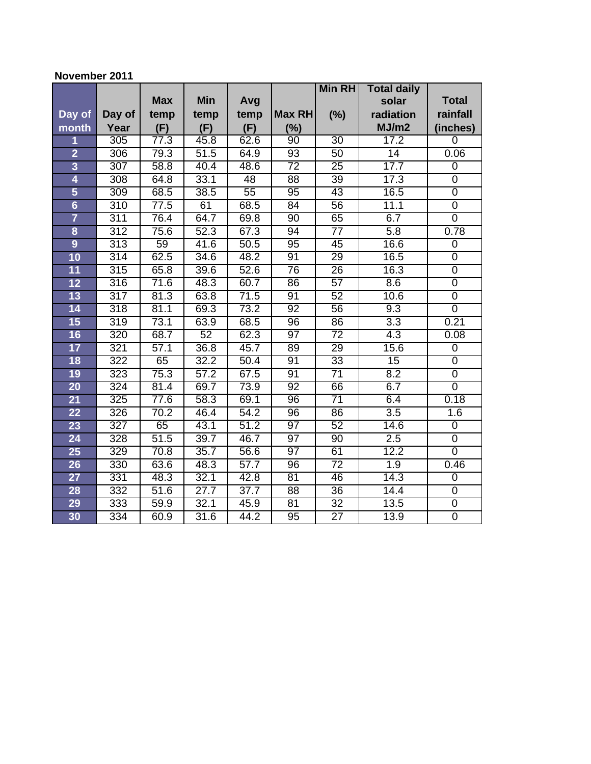**November 2011**

| Day of month | Day of Year | Max temp (F) | Min temp (F) | Avg temp (F) | Max RH (%) | Min RH (%) | Total daily solar radiation MJ/m2 | Total rainfall (inches) |
|---|---|---|---|---|---|---|---|---|
| 1 | 305 | 77.3 | 45.8 | 62.6 | 90 | 30 | 17.2 | 0 |
| 2 | 306 | 79.3 | 51.5 | 64.9 | 93 | 50 | 14 | 0.06 |
| 3 | 307 | 58.8 | 40.4 | 48.6 | 72 | 25 | 17.7 | 0 |
| 4 | 308 | 64.8 | 33.1 | 48 | 88 | 39 | 17.3 | 0 |
| 5 | 309 | 68.5 | 38.5 | 55 | 95 | 43 | 16.5 | 0 |
| 6 | 310 | 77.5 | 61 | 68.5 | 84 | 56 | 11.1 | 0 |
| 7 | 311 | 76.4 | 64.7 | 69.8 | 90 | 65 | 6.7 | 0 |
| 8 | 312 | 75.6 | 52.3 | 67.3 | 94 | 77 | 5.8 | 0.78 |
| 9 | 313 | 59 | 41.6 | 50.5 | 95 | 45 | 16.6 | 0 |
| 10 | 314 | 62.5 | 34.6 | 48.2 | 91 | 29 | 16.5 | 0 |
| 11 | 315 | 65.8 | 39.6 | 52.6 | 76 | 26 | 16.3 | 0 |
| 12 | 316 | 71.6 | 48.3 | 60.7 | 86 | 57 | 8.6 | 0 |
| 13 | 317 | 81.3 | 63.8 | 71.5 | 91 | 52 | 10.6 | 0 |
| 14 | 318 | 81.1 | 69.3 | 73.2 | 92 | 56 | 9.3 | 0 |
| 15 | 319 | 73.1 | 63.9 | 68.5 | 96 | 86 | 3.3 | 0.21 |
| 16 | 320 | 68.7 | 52 | 62.3 | 97 | 72 | 4.3 | 0.08 |
| 17 | 321 | 57.1 | 36.8 | 45.7 | 89 | 29 | 15.6 | 0 |
| 18 | 322 | 65 | 32.2 | 50.4 | 91 | 33 | 15 | 0 |
| 19 | 323 | 75.3 | 57.2 | 67.5 | 91 | 71 | 8.2 | 0 |
| 20 | 324 | 81.4 | 69.7 | 73.9 | 92 | 66 | 6.7 | 0 |
| 21 | 325 | 77.6 | 58.3 | 69.1 | 96 | 71 | 6.4 | 0.18 |
| 22 | 326 | 70.2 | 46.4 | 54.2 | 96 | 86 | 3.5 | 1.6 |
| 23 | 327 | 65 | 43.1 | 51.2 | 97 | 52 | 14.6 | 0 |
| 24 | 328 | 51.5 | 39.7 | 46.7 | 97 | 90 | 2.5 | 0 |
| 25 | 329 | 70.8 | 35.7 | 56.6 | 97 | 61 | 12.2 | 0 |
| 26 | 330 | 63.6 | 48.3 | 57.7 | 96 | 72 | 1.9 | 0.46 |
| 27 | 331 | 48.3 | 32.1 | 42.8 | 81 | 46 | 14.3 | 0 |
| 28 | 332 | 51.6 | 27.7 | 37.7 | 88 | 36 | 14.4 | 0 |
| 29 | 333 | 59.9 | 32.1 | 45.9 | 81 | 32 | 13.5 | 0 |
| 30 | 334 | 60.9 | 31.6 | 44.2 | 95 | 27 | 13.9 | 0 |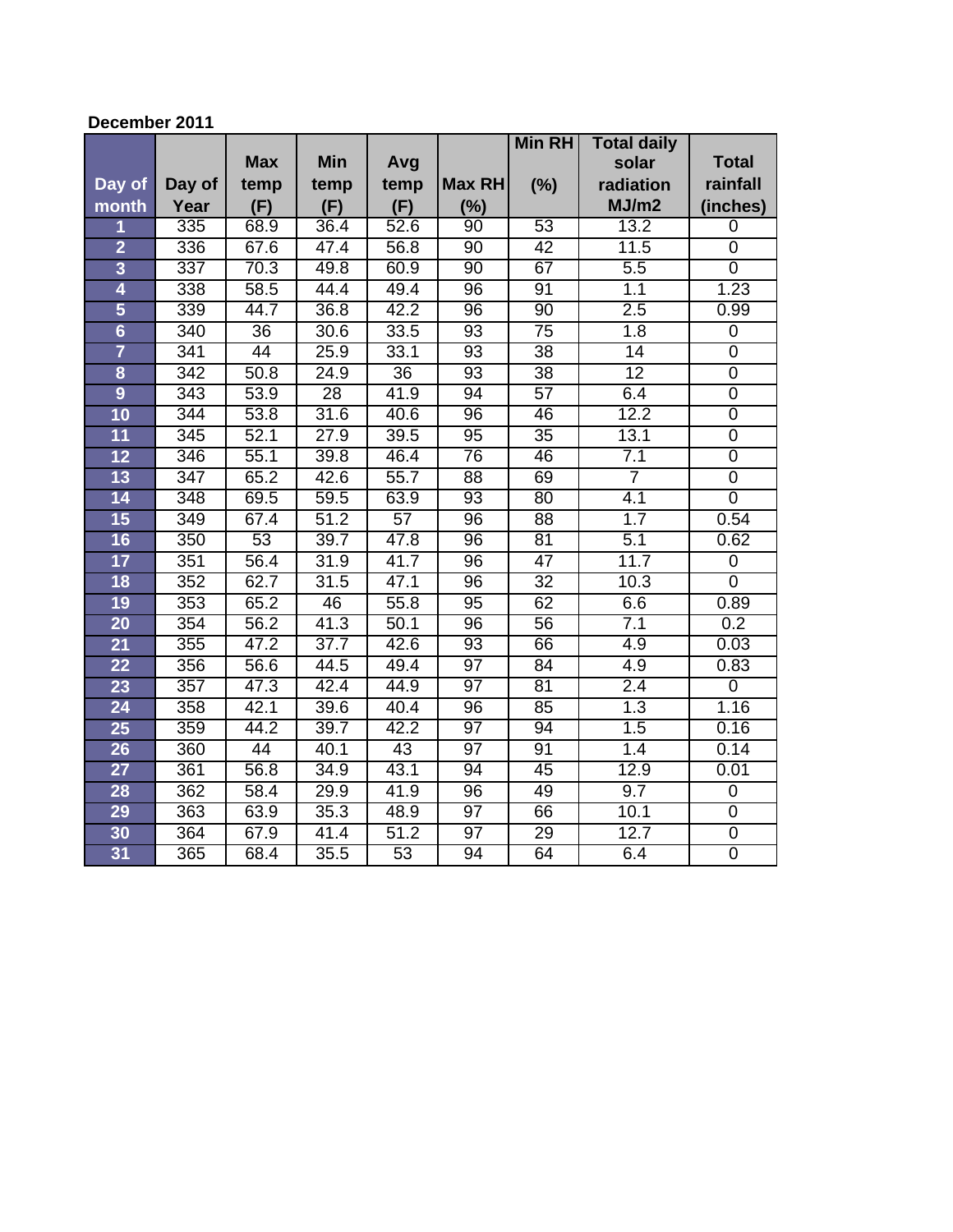**December 2011**

| Day of month | Day of Year | Max temp (F) | Min temp (F) | Avg temp (F) | Max RH (%) | Min RH (%) | Total daily solar radiation MJ/m2 | Total rainfall (inches) |
|---|---|---|---|---|---|---|---|---|
| 1 | 335 | 68.9 | 36.4 | 52.6 | 90 | 53 | 13.2 | 0 |
| 2 | 336 | 67.6 | 47.4 | 56.8 | 90 | 42 | 11.5 | 0 |
| 3 | 337 | 70.3 | 49.8 | 60.9 | 90 | 67 | 5.5 | 0 |
| 4 | 338 | 58.5 | 44.4 | 49.4 | 96 | 91 | 1.1 | 1.23 |
| 5 | 339 | 44.7 | 36.8 | 42.2 | 96 | 90 | 2.5 | 0.99 |
| 6 | 340 | 36 | 30.6 | 33.5 | 93 | 75 | 1.8 | 0 |
| 7 | 341 | 44 | 25.9 | 33.1 | 93 | 38 | 14 | 0 |
| 8 | 342 | 50.8 | 24.9 | 36 | 93 | 38 | 12 | 0 |
| 9 | 343 | 53.9 | 28 | 41.9 | 94 | 57 | 6.4 | 0 |
| 10 | 344 | 53.8 | 31.6 | 40.6 | 96 | 46 | 12.2 | 0 |
| 11 | 345 | 52.1 | 27.9 | 39.5 | 95 | 35 | 13.1 | 0 |
| 12 | 346 | 55.1 | 39.8 | 46.4 | 76 | 46 | 7.1 | 0 |
| 13 | 347 | 65.2 | 42.6 | 55.7 | 88 | 69 | 7 | 0 |
| 14 | 348 | 69.5 | 59.5 | 63.9 | 93 | 80 | 4.1 | 0 |
| 15 | 349 | 67.4 | 51.2 | 57 | 96 | 88 | 1.7 | 0.54 |
| 16 | 350 | 53 | 39.7 | 47.8 | 96 | 81 | 5.1 | 0.62 |
| 17 | 351 | 56.4 | 31.9 | 41.7 | 96 | 47 | 11.7 | 0 |
| 18 | 352 | 62.7 | 31.5 | 47.1 | 96 | 32 | 10.3 | 0 |
| 19 | 353 | 65.2 | 46 | 55.8 | 95 | 62 | 6.6 | 0.89 |
| 20 | 354 | 56.2 | 41.3 | 50.1 | 96 | 56 | 7.1 | 0.2 |
| 21 | 355 | 47.2 | 37.7 | 42.6 | 93 | 66 | 4.9 | 0.03 |
| 22 | 356 | 56.6 | 44.5 | 49.4 | 97 | 84 | 4.9 | 0.83 |
| 23 | 357 | 47.3 | 42.4 | 44.9 | 97 | 81 | 2.4 | 0 |
| 24 | 358 | 42.1 | 39.6 | 40.4 | 96 | 85 | 1.3 | 1.16 |
| 25 | 359 | 44.2 | 39.7 | 42.2 | 97 | 94 | 1.5 | 0.16 |
| 26 | 360 | 44 | 40.1 | 43 | 97 | 91 | 1.4 | 0.14 |
| 27 | 361 | 56.8 | 34.9 | 43.1 | 94 | 45 | 12.9 | 0.01 |
| 28 | 362 | 58.4 | 29.9 | 41.9 | 96 | 49 | 9.7 | 0 |
| 29 | 363 | 63.9 | 35.3 | 48.9 | 97 | 66 | 10.1 | 0 |
| 30 | 364 | 67.9 | 41.4 | 51.2 | 97 | 29 | 12.7 | 0 |
| 31 | 365 | 68.4 | 35.5 | 53 | 94 | 64 | 6.4 | 0 |